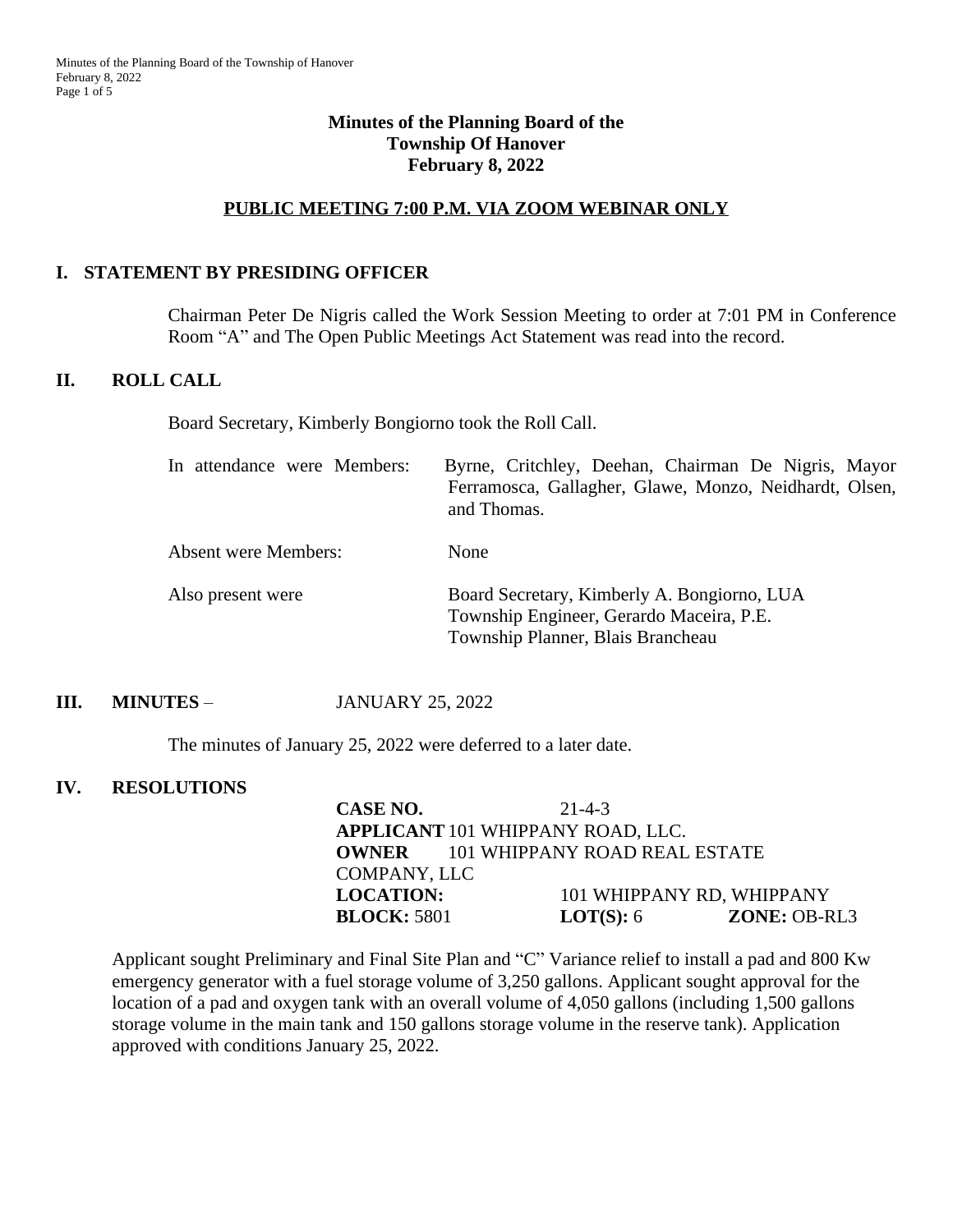# Minutes of the Planning Board of the Township Of Hanover February 8, 2022

## PUBLIC MEETING 7:00 P.M. VIA ZOOM WEBINAR ONLY

## I. STATEMENT BY PRESIDING OFFICER

Chairman Peter De Nigris called the Work Session Meeting to order at 7:01 PM in Conference Room "A" and The Open Public Meetings Act Statement was read into the record.

## II. ROLL CALL

Board Secretary, Kimberly Bongiorno took the Roll Call.

In attendance were Members: Byrne, Critchley, Deehan, Chairman De Nigris, Mayor Ferramosca, Gallagher, Glawe, Monzo, Neidhardt, Olsen, and Thomas.

Absent were Members: None

Also present were
Board Secretary, Kimberly A. Bongiorno, LUA
Township Engineer, Gerardo Maceira, P.E.
Township Planner, Blais Brancheau

## III. MINUTES – JANUARY 25, 2022

The minutes of January 25, 2022 were deferred to a later date.

## IV. RESOLUTIONS

**CASE NO.** 21-4-3
**APPLICANT** 101 WHIPPANY ROAD, LLC.
**OWNER** 101 WHIPPANY ROAD REAL ESTATE COMPANY, LLC
**LOCATION:** 101 WHIPPANY RD, WHIPPANY
**BLOCK:** 5801 **LOT(S):** 6 **ZONE:** OB-RL3

Applicant sought Preliminary and Final Site Plan and "C" Variance relief to install a pad and 800 Kw emergency generator with a fuel storage volume of 3,250 gallons. Applicant sought approval for the location of a pad and oxygen tank with an overall volume of 4,050 gallons (including 1,500 gallons storage volume in the main tank and 150 gallons storage volume in the reserve tank). Application approved with conditions January 25, 2022.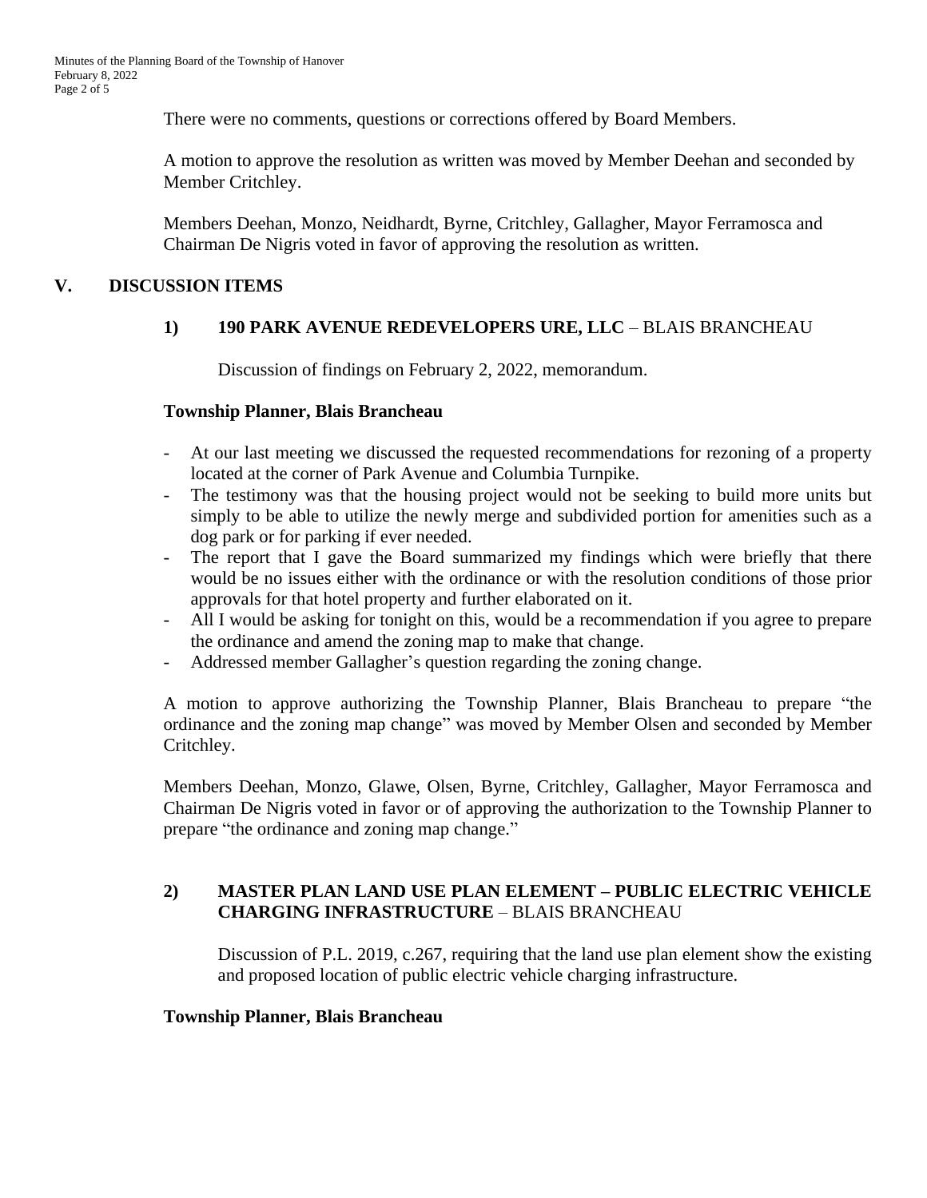There were no comments, questions or corrections offered by Board Members.

A motion to approve the resolution as written was moved by Member Deehan and seconded by Member Critchley.

Members Deehan, Monzo, Neidhardt, Byrne, Critchley, Gallagher, Mayor Ferramosca and Chairman De Nigris voted in favor of approving the resolution as written.

## V. DISCUSSION ITEMS

### 1) **190 PARK AVENUE REDEVELOPERS URE, LLC** – BLAIS BRANCHEAU

Discussion of findings on February 2, 2022, memorandum.

**Township Planner, Blais Brancheau**

- At our last meeting we discussed the requested recommendations for rezoning of a property located at the corner of Park Avenue and Columbia Turnpike.
- The testimony was that the housing project would not be seeking to build more units but simply to be able to utilize the newly merge and subdivided portion for amenities such as a dog park or for parking if ever needed.
- The report that I gave the Board summarized my findings which were briefly that there would be no issues either with the ordinance or with the resolution conditions of those prior approvals for that hotel property and further elaborated on it.
- All I would be asking for tonight on this, would be a recommendation if you agree to prepare the ordinance and amend the zoning map to make that change.
- Addressed member Gallagher's question regarding the zoning change.

A motion to approve authorizing the Township Planner, Blais Brancheau to prepare "the ordinance and the zoning map change" was moved by Member Olsen and seconded by Member Critchley.

Members Deehan, Monzo, Glawe, Olsen, Byrne, Critchley, Gallagher, Mayor Ferramosca and Chairman De Nigris voted in favor or of approving the authorization to the Township Planner to prepare "the ordinance and zoning map change."

### 2) **MASTER PLAN LAND USE PLAN ELEMENT – PUBLIC ELECTRIC VEHICLE CHARGING INFRASTRUCTURE** – BLAIS BRANCHEAU

Discussion of P.L. 2019, c.267, requiring that the land use plan element show the existing and proposed location of public electric vehicle charging infrastructure.

**Township Planner, Blais Brancheau**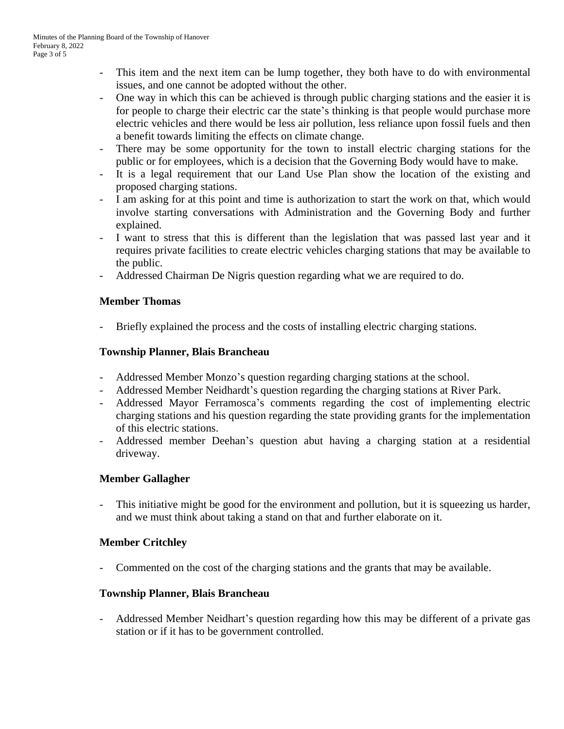- This item and the next item can be lump together, they both have to do with environmental issues, and one cannot be adopted without the other.
- One way in which this can be achieved is through public charging stations and the easier it is for people to charge their electric car the state's thinking is that people would purchase more electric vehicles and there would be less air pollution, less reliance upon fossil fuels and then a benefit towards limiting the effects on climate change.
- There may be some opportunity for the town to install electric charging stations for the public or for employees, which is a decision that the Governing Body would have to make.
- It is a legal requirement that our Land Use Plan show the location of the existing and proposed charging stations.
- I am asking for at this point and time is authorization to start the work on that, which would involve starting conversations with Administration and the Governing Body and further explained.
- I want to stress that this is different than the legislation that was passed last year and it requires private facilities to create electric vehicles charging stations that may be available to the public.
- Addressed Chairman De Nigris question regarding what we are required to do.

**Member Thomas**

- Briefly explained the process and the costs of installing electric charging stations.

**Township Planner, Blais Brancheau**

- Addressed Member Monzo's question regarding charging stations at the school.
- Addressed Member Neidhardt's question regarding the charging stations at River Park.
- Addressed Mayor Ferramosca's comments regarding the cost of implementing electric charging stations and his question regarding the state providing grants for the implementation of this electric stations.
- Addressed member Deehan's question abut having a charging station at a residential driveway.

**Member Gallagher**

- This initiative might be good for the environment and pollution, but it is squeezing us harder, and we must think about taking a stand on that and further elaborate on it.

**Member Critchley**

- Commented on the cost of the charging stations and the grants that may be available.

**Township Planner, Blais Brancheau**

- Addressed Member Neidhart's question regarding how this may be different of a private gas station or if it has to be government controlled.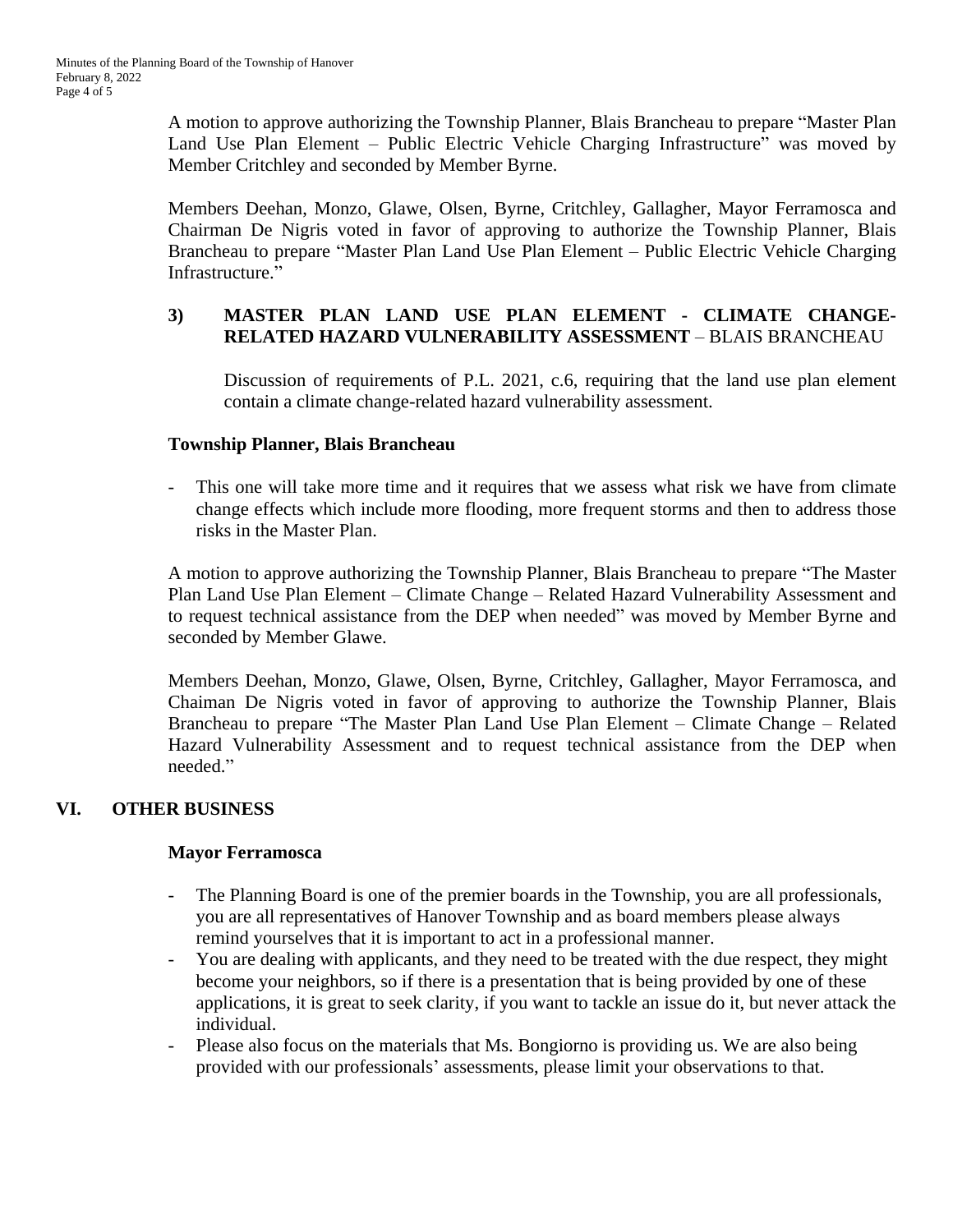A motion to approve authorizing the Township Planner, Blais Brancheau to prepare "Master Plan Land Use Plan Element – Public Electric Vehicle Charging Infrastructure" was moved by Member Critchley and seconded by Member Byrne.

Members Deehan, Monzo, Glawe, Olsen, Byrne, Critchley, Gallagher, Mayor Ferramosca and Chairman De Nigris voted in favor of approving to authorize the Township Planner, Blais Brancheau to prepare "Master Plan Land Use Plan Element – Public Electric Vehicle Charging Infrastructure."

### 3) MASTER PLAN LAND USE PLAN ELEMENT - CLIMATE CHANGE-RELATED HAZARD VULNERABILITY ASSESSMENT – BLAIS BRANCHEAU

Discussion of requirements of P.L. 2021, c.6, requiring that the land use plan element contain a climate change-related hazard vulnerability assessment.

**Township Planner, Blais Brancheau**

- This one will take more time and it requires that we assess what risk we have from climate change effects which include more flooding, more frequent storms and then to address those risks in the Master Plan.

A motion to approve authorizing the Township Planner, Blais Brancheau to prepare "The Master Plan Land Use Plan Element – Climate Change – Related Hazard Vulnerability Assessment and to request technical assistance from the DEP when needed" was moved by Member Byrne and seconded by Member Glawe.

Members Deehan, Monzo, Glawe, Olsen, Byrne, Critchley, Gallagher, Mayor Ferramosca, and Chaiman De Nigris voted in favor of approving to authorize the Township Planner, Blais Brancheau to prepare "The Master Plan Land Use Plan Element – Climate Change – Related Hazard Vulnerability Assessment and to request technical assistance from the DEP when needed."

## VI. OTHER BUSINESS

**Mayor Ferramosca**

- The Planning Board is one of the premier boards in the Township, you are all professionals, you are all representatives of Hanover Township and as board members please always remind yourselves that it is important to act in a professional manner.
- You are dealing with applicants, and they need to be treated with the due respect, they might become your neighbors, so if there is a presentation that is being provided by one of these applications, it is great to seek clarity, if you want to tackle an issue do it, but never attack the individual.
- Please also focus on the materials that Ms. Bongiorno is providing us. We are also being provided with our professionals' assessments, please limit your observations to that.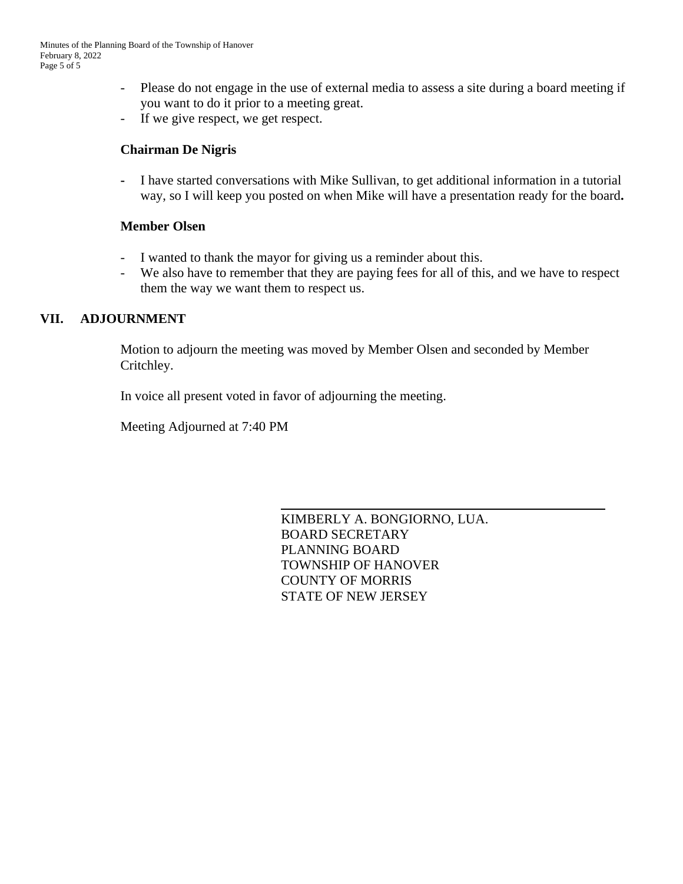- Please do not engage in the use of external media to assess a site during a board meeting if you want to do it prior to a meeting great.
- If we give respect, we get respect.

**Chairman De Nigris**

- I have started conversations with Mike Sullivan, to get additional information in a tutorial way, so I will keep you posted on when Mike will have a presentation ready for the board**.**

**Member Olsen**

- I wanted to thank the mayor for giving us a reminder about this.
- We also have to remember that they are paying fees for all of this, and we have to respect them the way we want them to respect us.

## VII. ADJOURNMENT

Motion to adjourn the meeting was moved by Member Olsen and seconded by Member Critchley.

In voice all present voted in favor of adjourning the meeting.

Meeting Adjourned at 7:40 PM

KIMBERLY A. BONGIORNO, LUA.
BOARD SECRETARY
PLANNING BOARD
TOWNSHIP OF HANOVER
COUNTY OF MORRIS
STATE OF NEW JERSEY